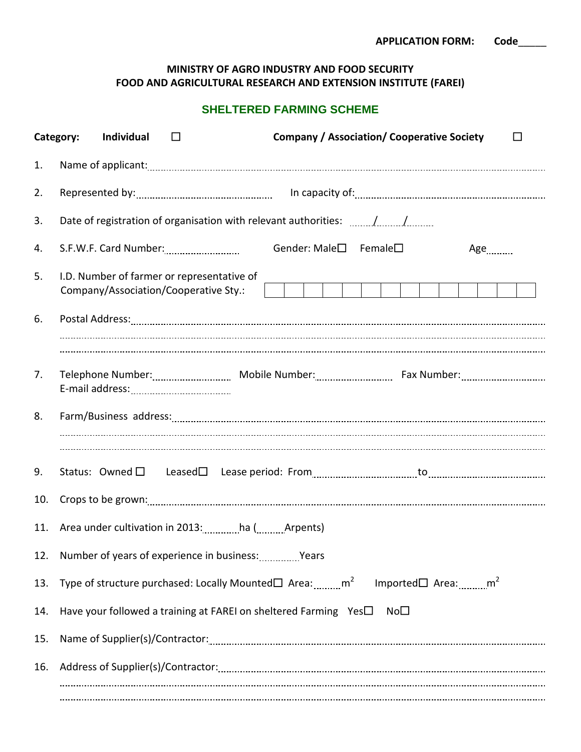**APPLICATION FORM: Code_____**

**MINISTRY OF AGRO INDUSTRY AND FOOD SECURITY**
**FOOD AND AGRICULTURAL RESEARCH AND EXTENSION INSTITUTE (FAREI)**

## SHELTERED FARMING SCHEME

**Category:** **Individual** ☐ **Company / Association/ Cooperative Society** ☐

1. Name of applicant:............................................................................................................

2. Represented by:.................................................. In capacity of:..........................................................

3. Date of registration of organisation with relevant authorities: ......./......./.........

4. S.F.W.F. Card Number:........................... Gender: Male☐ Female☐ Age.........

5. I.D. Number of farmer or representative of Company/Association/Cooperative Sty.:

| | | | | | | | | | | | | | |
|---|---|---|---|---|---|---|---|---|---|---|---|---|---|

6. Postal Address:............................................................................................................
.........................................................................................................................................
.........................................................................................................................................

7. Telephone Number:........................... Mobile Number:........................... Fax Number:...........................
E-mail address:...........................................

8. Farm/Business address:............................................................................................................
.........................................................................................................................................
.........................................................................................................................................

9. Status: Owned ☐ Leased☐ Lease period: From ................................... to .........................................

10. Crops to be grown:............................................................................................................

11. Area under cultivation in 2013:...........ha (.........Arpents)

12. Number of years of experience in business:..............Years

13. Type of structure purchased: Locally Mounted☐ Area:.........$m^2$ Imported☐ Area:.........$m^2$

14. Have your followed a training at FAREI on sheltered Farming Yes☐ No☐

15. Name of Supplier(s)/Contractor:............................................................................................................

16. Address of Supplier(s)/Contractor:............................................................................................................
.........................................................................................................................................
.........................................................................................................................................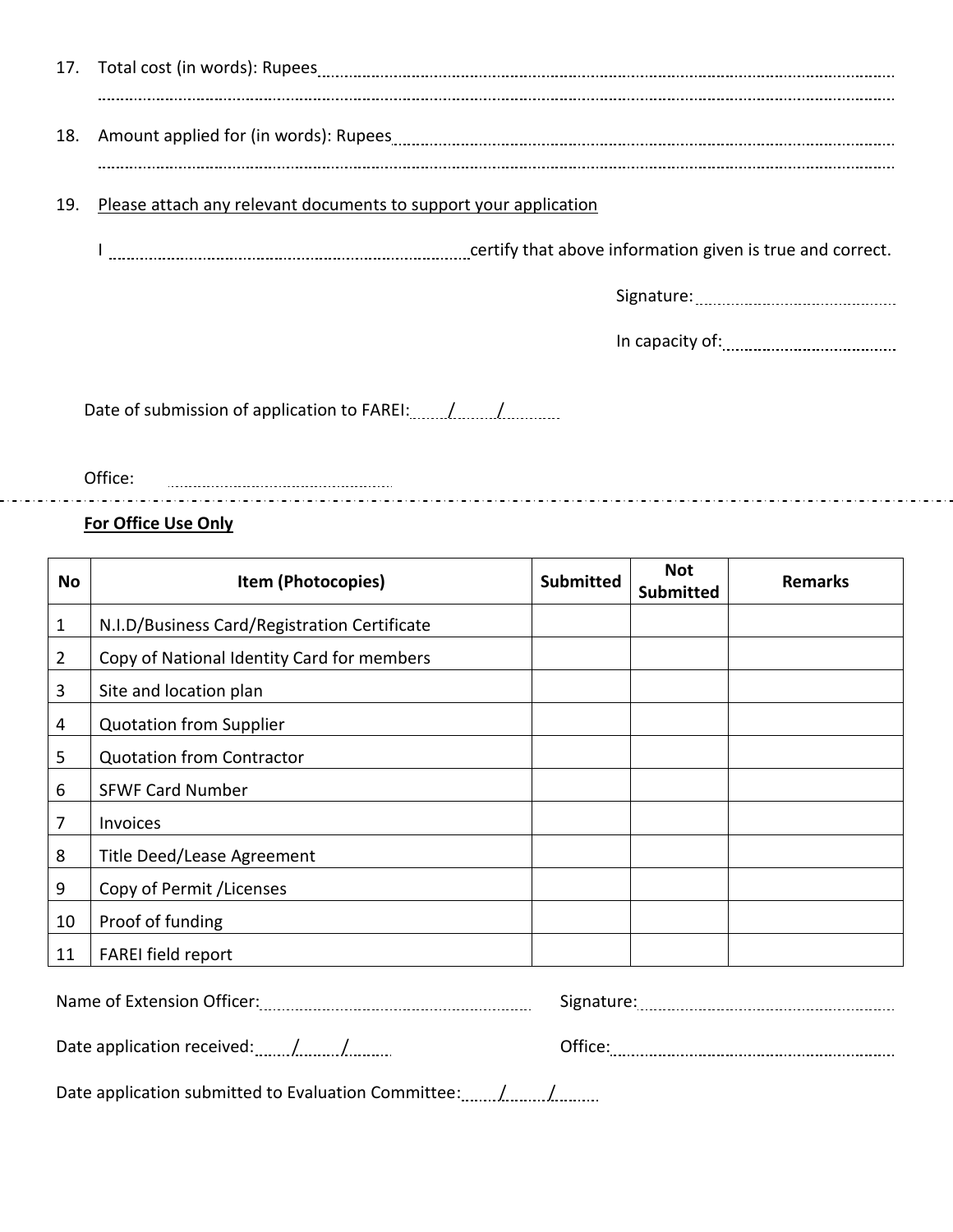17. Total cost (in words): Rupees ..............................................................................................................................
...............................................................................................................................................................................

18. Amount applied for (in words): Rupees ................................................................................................................
...............................................................................................................................................................................

19. <u>Please attach any relevant documents to support your application</u>

    I ............................................................................................ certify that above information given is true and correct.

    Signature: ......................................................

    In capacity of: ..............................................

Date of submission of application to FAREI: ....../....../..........

Office: ......................................................

**<u>For Office Use Only</u>**

| No | Item (Photocopies) | Submitted | Not Submitted | Remarks |
|---|---|---|---|---|
| 1 | N.I.D/Business Card/Registration Certificate | | | |
| 2 | Copy of National Identity Card for members | | | |
| 3 | Site and location plan | | | |
| 4 | Quotation from Supplier | | | |
| 5 | Quotation from Contractor | | | |
| 6 | SFWF Card Number | | | |
| 7 | Invoices | | | |
| 8 | Title Deed/Lease Agreement | | | |
| 9 | Copy of Permit /Licenses | | | |
| 10 | Proof of funding | | | |
| 11 | FAREI field report | | | |

Name of Extension Officer: ...................................................... Signature: ......................................................

Date application received: ....../....../.......... Office: ......................................................

Date application submitted to Evaluation Committee: ....../....../..........